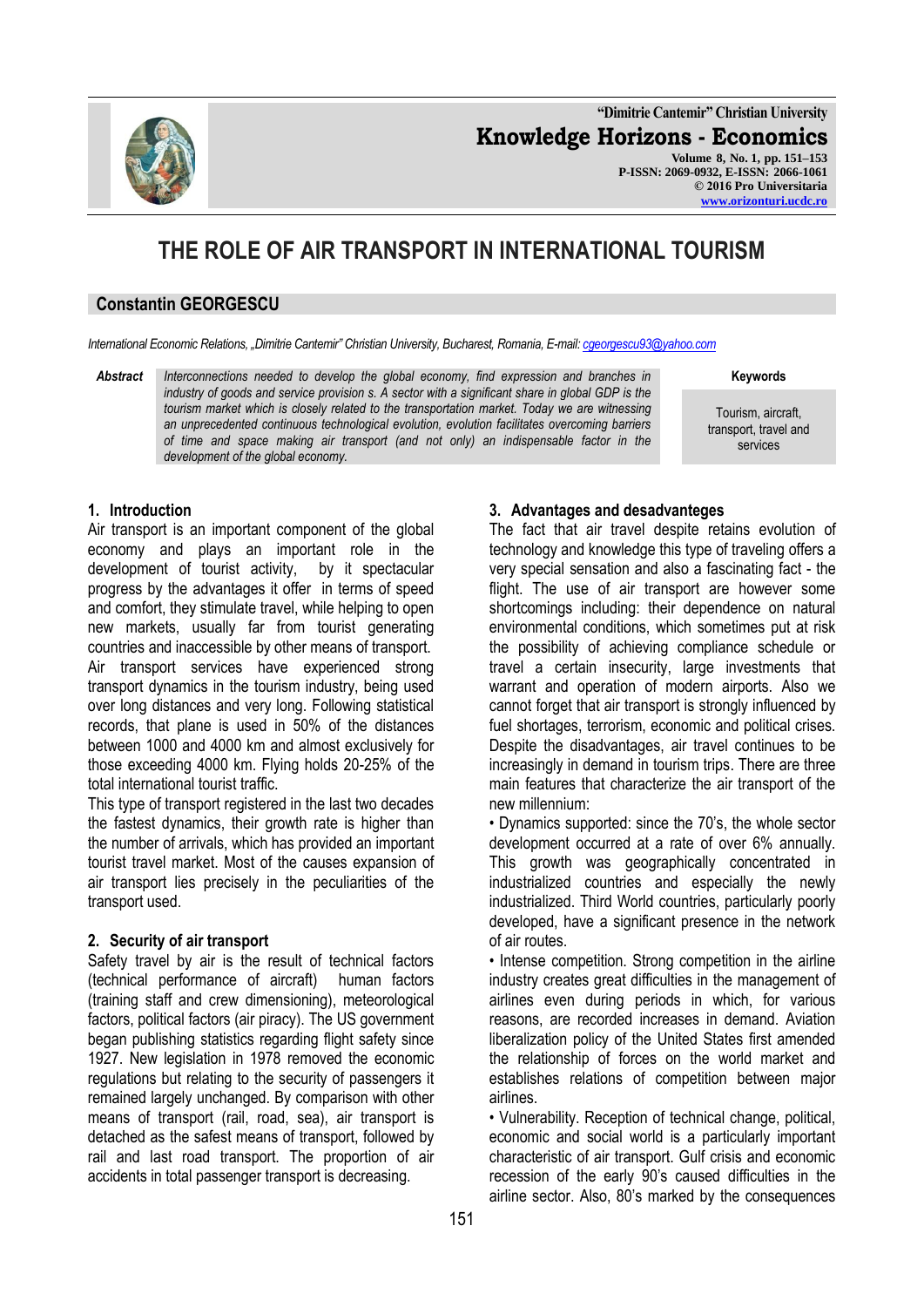# THE ROLE OF AIR TRANSPORT IN INTERNATIONAL TOURISM

## Constantin GEORGESCU

*International Economic Relations, „Dimitrie Cantemir" Christian University, Bucharest, Romania, E-mail: cgeorgescu93@yahoo.com*

**Abstract** *Interconnections needed to develop the global economy, find expression and branches in industry of goods and service provision s. A sector with a significant share in global GDP is the tourism market which is closely related to the transportation market. Today we are witnessing an unprecedented continuous technological evolution, evolution facilitates overcoming barriers of time and space making air transport (and not only) an indispensable factor in the development of the global economy.*

**Keywords**

Tourism, aircraft, transport, travel and services

### 1. Introduction

Air transport is an important component of the global economy and plays an important role in the development of tourist activity, by it spectacular progress by the advantages it offer in terms of speed and comfort, they stimulate travel, while helping to open new markets, usually far from tourist generating countries and inaccessible by other means of transport.

Air transport services have experienced strong transport dynamics in the tourism industry, being used over long distances and very long. Following statistical records, that plane is used in 50% of the distances between 1000 and 4000 km and almost exclusively for those exceeding 4000 km. Flying holds 20-25% of the total international tourist traffic.

This type of transport registered in the last two decades the fastest dynamics, their growth rate is higher than the number of arrivals, which has provided an important tourist travel market. Most of the causes expansion of air transport lies precisely in the peculiarities of the transport used.

### 2. Security of air transport

Safety travel by air is the result of technical factors (technical performance of aircraft) human factors (training staff and crew dimensioning), meteorological factors, political factors (air piracy). The US government began publishing statistics regarding flight safety since 1927. New legislation in 1978 removed the economic regulations but relating to the security of passengers it remained largely unchanged. By comparison with other means of transport (rail, road, sea), air transport is detached as the safest means of transport, followed by rail and last road transport. The proportion of air accidents in total passenger transport is decreasing.

### 3. Advantages and desadvanteges

The fact that air travel despite retains evolution of technology and knowledge this type of traveling offers a very special sensation and also a fascinating fact - the flight. The use of air transport are however some shortcomings including: their dependence on natural environmental conditions, which sometimes put at risk the possibility of achieving compliance schedule or travel a certain insecurity, large investments that warrant and operation of modern airports. Also we cannot forget that air transport is strongly influenced by fuel shortages, terrorism, economic and political crises. Despite the disadvantages, air travel continues to be increasingly in demand in tourism trips. There are three main features that characterize the air transport of the new millennium:

• Dynamics supported: since the 70's, the whole sector development occurred at a rate of over 6% annually. This growth was geographically concentrated in industrialized countries and especially the newly industrialized. Third World countries, particularly poorly developed, have a significant presence in the network of air routes.

• Intense competition. Strong competition in the airline industry creates great difficulties in the management of airlines even during periods in which, for various reasons, are recorded increases in demand. Aviation liberalization policy of the United States first amended the relationship of forces on the world market and establishes relations of competition between major airlines.

• Vulnerability. Reception of technical change, political, economic and social world is a particularly important characteristic of air transport. Gulf crisis and economic recession of the early 90's caused difficulties in the airline sector. Also, 80's marked by the consequences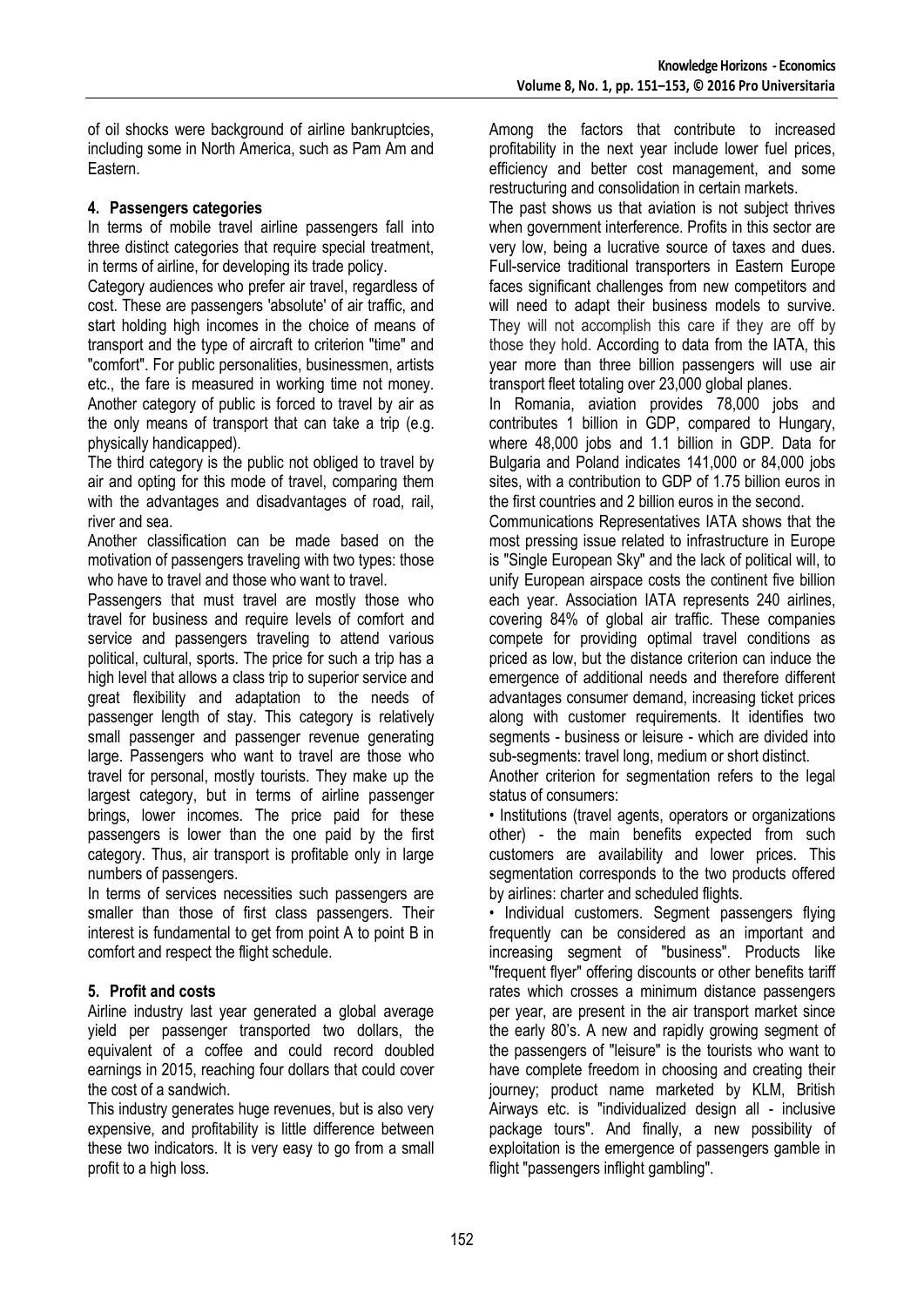of oil shocks were background of airline bankruptcies, including some in North America, such as Pam Am and Eastern.

## 4. Passengers categories

In terms of mobile travel airline passengers fall into three distinct categories that require special treatment, in terms of airline, for developing its trade policy.

Category audiences who prefer air travel, regardless of cost. These are passengers 'absolute' of air traffic, and start holding high incomes in the choice of means of transport and the type of aircraft to criterion "time" and "comfort". For public personalities, businessmen, artists etc., the fare is measured in working time not money. Another category of public is forced to travel by air as the only means of transport that can take a trip (e.g. physically handicapped).

The third category is the public not obliged to travel by air and opting for this mode of travel, comparing them with the advantages and disadvantages of road, rail, river and sea.

Another classification can be made based on the motivation of passengers traveling with two types: those who have to travel and those who want to travel.

Passengers that must travel are mostly those who travel for business and require levels of comfort and service and passengers traveling to attend various political, cultural, sports. The price for such a trip has a high level that allows a class trip to superior service and great flexibility and adaptation to the needs of passenger length of stay. This category is relatively small passenger and passenger revenue generating large. Passengers who want to travel are those who travel for personal, mostly tourists. They make up the largest category, but in terms of airline passenger brings, lower incomes. The price paid for these passengers is lower than the one paid by the first category. Thus, air transport is profitable only in large numbers of passengers.

In terms of services necessities such passengers are smaller than those of first class passengers. Their interest is fundamental to get from point A to point B in comfort and respect the flight schedule.

## 5. Profit and costs

Airline industry last year generated a global average yield per passenger transported two dollars, the equivalent of a coffee and could record doubled earnings in 2015, reaching four dollars that could cover the cost of a sandwich.

This industry generates huge revenues, but is also very expensive, and profitability is little difference between these two indicators. It is very easy to go from a small profit to a high loss.

Among the factors that contribute to increased profitability in the next year include lower fuel prices, efficiency and better cost management, and some restructuring and consolidation in certain markets.

The past shows us that aviation is not subject thrives when government interference. Profits in this sector are very low, being a lucrative source of taxes and dues. Full-service traditional transporters in Eastern Europe faces significant challenges from new competitors and will need to adapt their business models to survive. They will not accomplish this care if they are off by those they hold. According to data from the IATA, this year more than three billion passengers will use air transport fleet totaling over 23,000 global planes.

In Romania, aviation provides 78,000 jobs and contributes 1 billion in GDP, compared to Hungary, where 48,000 jobs and 1.1 billion in GDP. Data for Bulgaria and Poland indicates 141,000 or 84,000 jobs sites, with a contribution to GDP of 1.75 billion euros in the first countries and 2 billion euros in the second.

Communications Representatives IATA shows that the most pressing issue related to infrastructure in Europe is "Single European Sky" and the lack of political will, to unify European airspace costs the continent five billion each year. Association IATA represents 240 airlines, covering 84% of global air traffic. These companies compete for providing optimal travel conditions as priced as low, but the distance criterion can induce the emergence of additional needs and therefore different advantages consumer demand, increasing ticket prices along with customer requirements. It identifies two segments - business or leisure - which are divided into sub-segments: travel long, medium or short distinct.

Another criterion for segmentation refers to the legal status of consumers:

- Institutions (travel agents, operators or organizations other) - the main benefits expected from such customers are availability and lower prices. This segmentation corresponds to the two products offered by airlines: charter and scheduled flights.
- Individual customers. Segment passengers flying frequently can be considered as an important and increasing segment of "business". Products like "frequent flyer" offering discounts or other benefits tariff rates which crosses a minimum distance passengers per year, are present in the air transport market since the early 80's. A new and rapidly growing segment of the passengers of "leisure" is the tourists who want to have complete freedom in choosing and creating their journey; product name marketed by KLM, British Airways etc. is "individualized design all - inclusive package tours". And finally, a new possibility of exploitation is the emergence of passengers gamble in flight "passengers inflight gambling".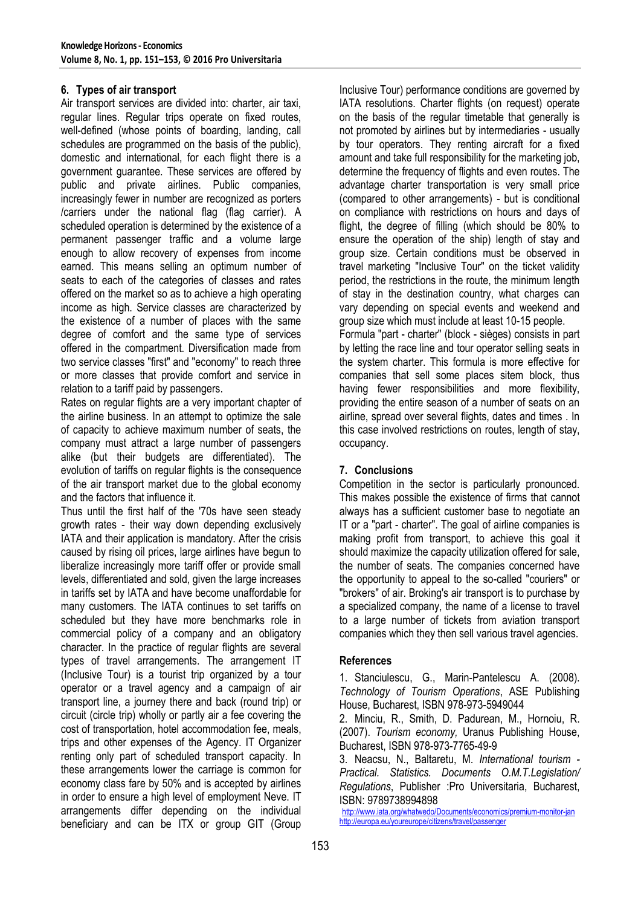## 6. Types of air transport

Air transport services are divided into: charter, air taxi, regular lines. Regular trips operate on fixed routes, well-defined (whose points of boarding, landing, call schedules are programmed on the basis of the public), domestic and international, for each flight there is a government guarantee. These services are offered by public and private airlines. Public companies, increasingly fewer in number are recognized as porters /carriers under the national flag (flag carrier). A scheduled operation is determined by the existence of a permanent passenger traffic and a volume large enough to allow recovery of expenses from income earned. This means selling an optimum number of seats to each of the categories of classes and rates offered on the market so as to achieve a high operating income as high. Service classes are characterized by the existence of a number of places with the same degree of comfort and the same type of services offered in the compartment. Diversification made from two service classes "first" and "economy" to reach three or more classes that provide comfort and service in relation to a tariff paid by passengers.

Rates on regular flights are a very important chapter of the airline business. In an attempt to optimize the sale of capacity to achieve maximum number of seats, the company must attract a large number of passengers alike (but their budgets are differentiated). The evolution of tariffs on regular flights is the consequence of the air transport market due to the global economy and the factors that influence it.

Thus until the first half of the '70s have seen steady growth rates - their way down depending exclusively IATA and their application is mandatory. After the crisis caused by rising oil prices, large airlines have begun to liberalize increasingly more tariff offer or provide small levels, differentiated and sold, given the large increases in tariffs set by IATA and have become unaffordable for many customers. The IATA continues to set tariffs on scheduled but they have more benchmarks role in commercial policy of a company and an obligatory character. In the practice of regular flights are several types of travel arrangements. The arrangement IT (Inclusive Tour) is a tourist trip organized by a tour operator or a travel agency and a campaign of air transport line, a journey there and back (round trip) or circuit (circle trip) wholly or partly air a fee covering the cost of transportation, hotel accommodation fee, meals, trips and other expenses of the Agency. IT Organizer renting only part of scheduled transport capacity. In these arrangements lower the carriage is common for economy class fare by 50% and is accepted by airlines in order to ensure a high level of employment Neve. IT arrangements differ depending on the individual beneficiary and can be ITX or group GIT (Group Inclusive Tour) performance conditions are governed by IATA resolutions. Charter flights (on request) operate on the basis of the regular timetable that generally is not promoted by airlines but by intermediaries - usually by tour operators. They renting aircraft for a fixed amount and take full responsibility for the marketing job, determine the frequency of flights and even routes. The advantage charter transportation is very small price (compared to other arrangements) - but is conditional on compliance with restrictions on hours and days of flight, the degree of filling (which should be 80% to ensure the operation of the ship) length of stay and group size. Certain conditions must be observed in travel marketing "Inclusive Tour" on the ticket validity period, the restrictions in the route, the minimum length of stay in the destination country, what charges can vary depending on special events and weekend and group size which must include at least 10-15 people.

Formula "part - charter" (block - sièges) consists in part by letting the race line and tour operator selling seats in the system charter. This formula is more effective for companies that sell some places sitem block, thus having fewer responsibilities and more flexibility, providing the entire season of a number of seats on an airline, spread over several flights, dates and times . In this case involved restrictions on routes, length of stay, occupancy.

## 7. Conclusions

Competition in the sector is particularly pronounced. This makes possible the existence of firms that cannot always has a sufficient customer base to negotiate an IT or a "part - charter". The goal of airline companies is making profit from transport, to achieve this goal it should maximize the capacity utilization offered for sale, the number of seats. The companies concerned have the opportunity to appeal to the so-called "couriers" or "brokers" of air. Broking's air transport is to purchase by a specialized company, the name of a license to travel to a large number of tickets from aviation transport companies which they then sell various travel agencies.

## References

1. Stanciulescu, G., Marin-Pantelescu A. (2008). *Technology of Tourism Operations*, ASE Publishing House, Bucharest, ISBN 978-973-5949044
2. Minciu, R., Smith, D. Padurean, M., Hornoiu, R. (2007). *Tourism economy,* Uranus Publishing House, Bucharest, ISBN 978-973-7765-49-9
3. Neacsu, N., Baltaretu, M. *International tourism - Practical. Statistics. Documents O.M.T.Legislation/ Regulations*, Publisher :Pro Universitaria, Bucharest, ISBN: 9789738994898

http://www.iata.org/whatwedo/Documents/economics/premium-monitor-jan
http://europa.eu/youreurope/citizens/travel/passenger